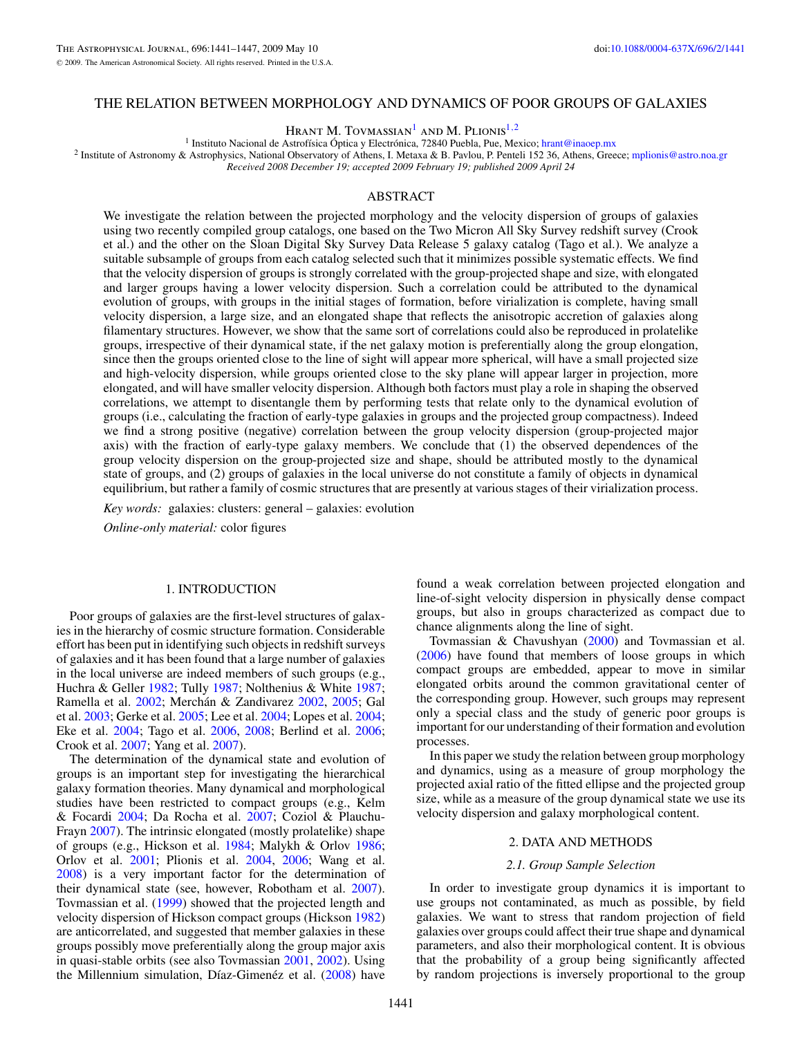# THE RELATION BETWEEN MORPHOLOGY AND DYNAMICS OF POOR GROUPS OF GALAXIES

Hrant M. Tovmassian[1] and M. Plionis[1,2]

[1] Instituto Nacional de Astrofísica Óptica y Electrónica, 72840 Puebla, Pue, Mexico; hrant@inaoep.mx

[2] Institute of Astronomy & Astrophysics, National Observatory of Athens, I. Metaxa & B. Pavlou, P. Penteli 152 36, Athens, Greece; mplionis@astro.noa.gr

*Received 2008 December 19; accepted 2009 February 19; published 2009 April 24*

## ABSTRACT

We investigate the relation between the projected morphology and the velocity dispersion of groups of galaxies using two recently compiled group catalogs, one based on the Two Micron All Sky Survey redshift survey (Crook et al.) and the other on the Sloan Digital Sky Survey Data Release 5 galaxy catalog (Tago et al.). We analyze a suitable subsample of groups from each catalog selected such that it minimizes possible systematic effects. We find that the velocity dispersion of groups is strongly correlated with the group-projected shape and size, with elongated and larger groups having a lower velocity dispersion. Such a correlation could be attributed to the dynamical evolution of groups, with groups in the initial stages of formation, before virialization is complete, having small velocity dispersion, a large size, and an elongated shape that reflects the anisotropic accretion of galaxies along filamentary structures. However, we show that the same sort of correlations could also be reproduced in prolatelike groups, irrespective of their dynamical state, if the net galaxy motion is preferentially along the group elongation, since then the groups oriented close to the line of sight will appear more spherical, will have a small projected size and high-velocity dispersion, while groups oriented close to the sky plane will appear larger in projection, more elongated, and will have smaller velocity dispersion. Although both factors must play a role in shaping the observed correlations, we attempt to disentangle them by performing tests that relate only to the dynamical evolution of groups (i.e., calculating the fraction of early-type galaxies in groups and the projected group compactness). Indeed we find a strong positive (negative) correlation between the group velocity dispersion (group-projected major axis) with the fraction of early-type galaxy members. We conclude that (1) the observed dependences of the group velocity dispersion on the group-projected size and shape, should be attributed mostly to the dynamical state of groups, and (2) groups of galaxies in the local universe do not constitute a family of objects in dynamical equilibrium, but rather a family of cosmic structures that are presently at various stages of their virialization process.

*Key words:* galaxies: clusters: general – galaxies: evolution

*Online-only material:* color figures

## 1. INTRODUCTION

Poor groups of galaxies are the first-level structures of galaxies in the hierarchy of cosmic structure formation. Considerable effort has been put in identifying such objects in redshift surveys of galaxies and it has been found that a large number of galaxies in the local universe are indeed members of such groups (e.g., Huchra & Geller 1982; Tully 1987; Nolthenius & White 1987; Ramella et al. 2002; Merchán & Zandivarez 2002, 2005; Gal et al. 2003; Gerke et al. 2005; Lee et al. 2004; Lopes et al. 2004; Eke et al. 2004; Tago et al. 2006, 2008; Berlind et al. 2006; Crook et al. 2007; Yang et al. 2007).

The determination of the dynamical state and evolution of groups is an important step for investigating the hierarchical galaxy formation theories. Many dynamical and morphological studies have been restricted to compact groups (e.g., Kelm & Focardi 2004; Da Rocha et al. 2007; Coziol & Plauchu-Frayn 2007). The intrinsic elongated (mostly prolatelike) shape of groups (e.g., Hickson et al. 1984; Malykh & Orlov 1986; Orlov et al. 2001; Plionis et al. 2004, 2006; Wang et al. 2008) is a very important factor for the determination of their dynamical state (see, however, Robotham et al. 2007). Tovmassian et al. (1999) showed that the projected length and velocity dispersion of Hickson compact groups (Hickson 1982) are anticorrelated, and suggested that member galaxies in these groups possibly move preferentially along the group major axis in quasi-stable orbits (see also Tovmassian 2001, 2002). Using the Millennium simulation, Díaz-Gimenéz et al. (2008) have found a weak correlation between projected elongation and line-of-sight velocity dispersion in physically dense compact groups, but also in groups characterized as compact due to chance alignments along the line of sight.

Tovmassian & Chavushyan (2000) and Tovmassian et al. (2006) have found that members of loose groups in which compact groups are embedded, appear to move in similar elongated orbits around the common gravitational center of the corresponding group. However, such groups may represent only a special class and the study of generic poor groups is important for our understanding of their formation and evolution processes.

In this paper we study the relation between group morphology and dynamics, using as a measure of group morphology the projected axial ratio of the fitted ellipse and the projected group size, while as a measure of the group dynamical state we use its velocity dispersion and galaxy morphological content.

## 2. DATA AND METHODS

### 2.1. Group Sample Selection

In order to investigate group dynamics it is important to use groups not contaminated, as much as possible, by field galaxies. We want to stress that random projection of field galaxies over groups could affect their true shape and dynamical parameters, and also their morphological content. It is obvious that the probability of a group being significantly affected by random projections is inversely proportional to the group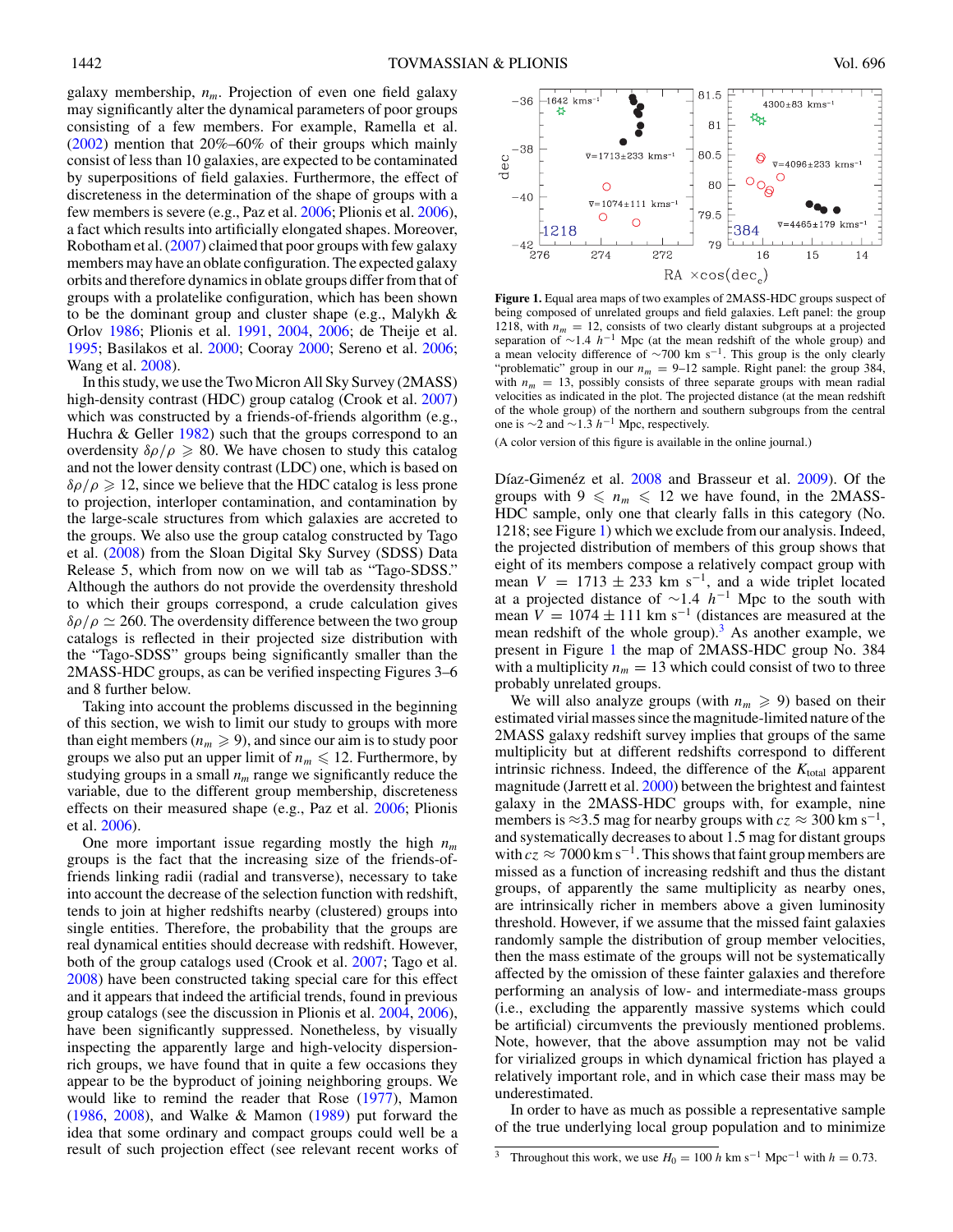galaxy membership, $n_m$. Projection of even one field galaxy may significantly alter the dynamical parameters of poor groups consisting of a few members. For example, Ramella et al. (2002) mention that 20%–60% of their groups which mainly consist of less than 10 galaxies, are expected to be contaminated by superpositions of field galaxies. Furthermore, the effect of discreteness in the determination of the shape of groups with a few members is severe (e.g., Paz et al. 2006; Plionis et al. 2006), a fact which results into artificially elongated shapes. Moreover, Robotham et al. (2007) claimed that poor groups with few galaxy members may have an oblate configuration. The expected galaxy orbits and therefore dynamics in oblate groups differ from that of groups with a prolatelike configuration, which has been shown to be the dominant group and cluster shape (e.g., Malykh & Orlov 1986; Plionis et al. 1991, 2004, 2006; de Theije et al. 1995; Basilakos et al. 2000; Cooray 2000; Sereno et al. 2006; Wang et al. 2008).

In this study, we use the Two Micron All Sky Survey (2MASS) high-density contrast (HDC) group catalog (Crook et al. 2007) which was constructed by a friends-of-friends algorithm (e.g., Huchra & Geller 1982) such that the groups correspond to an overdensity $\delta\rho/\rho \geqslant 80$. We have chosen to study this catalog and not the lower density contrast (LDC) one, which is based on $\delta\rho/\rho \geqslant 12$, since we believe that the HDC catalog is less prone to projection, interloper contamination, and contamination by the large-scale structures from which galaxies are accreted to the groups. We also use the group catalog constructed by Tago et al. (2008) from the Sloan Digital Sky Survey (SDSS) Data Release 5, which from now on we will tab as "Tago-SDSS." Although the authors do not provide the overdensity threshold to which their groups correspond, a crude calculation gives $\delta\rho/\rho \simeq 260$. The overdensity difference between the two group catalogs is reflected in their projected size distribution with the "Tago-SDSS" groups being significantly smaller than the 2MASS-HDC groups, as can be verified inspecting Figures 3–6 and 8 further below.

Taking into account the problems discussed in the beginning of this section, we wish to limit our study to groups with more than eight members ($n_m \geqslant 9$), and since our aim is to study poor groups we also put an upper limit of $n_m \leqslant 12$. Furthermore, by studying groups in a small $n_m$ range we significantly reduce the variable, due to the different group membership, discreteness effects on their measured shape (e.g., Paz et al. 2006; Plionis et al. 2006).

One more important issue regarding mostly the high $n_m$ groups is the fact that the increasing size of the friends-of-friends linking radii (radial and transverse), necessary to take into account the decrease of the selection function with redshift, tends to join at higher redshifts nearby (clustered) groups into single entities. Therefore, the probability that the groups are real dynamical entities should decrease with redshift. However, both of the group catalogs used (Crook et al. 2007; Tago et al. 2008) have been constructed taking special care for this effect and it appears that indeed the artificial trends, found in previous group catalogs (see the discussion in Plionis et al. 2004, 2006), have been significantly suppressed. Nonetheless, by visually inspecting the apparently large and high-velocity dispersion-rich groups, we have found that in quite a few occasions they appear to be the byproduct of joining neighboring groups. We would like to remind the reader that Rose (1977), Mamon (1986, 2008), and Walke & Mamon (1989) put forward the idea that some ordinary and compact groups could well be a result of such projection effect (see relevant recent works of Díaz-Gimenéz et al. 2008 and Brasseur et al. 2009). Of the groups with $9 \leqslant n_m \leqslant 12$ we have found, in the 2MASS-HDC sample, only one that clearly falls in this category (No. 1218; see Figure 1) which we exclude from our analysis. Indeed, the projected distribution of members of this group shows that eight of its members compose a relatively compact group with mean $V = 1713 \pm 233$ km s$^{-1}$, and a wide triplet located at a projected distance of $\sim$1.4 $h^{-1}$ Mpc to the south with mean $V = 1074 \pm 111$ km s$^{-1}$ (distances are measured at the mean redshift of the whole group).[3] As another example, we present in Figure 1 the map of 2MASS-HDC group No. 384 with a multiplicity $n_m = 13$ which could consist of two to three probably unrelated groups.

**Figure 1.** Equal area maps of two examples of 2MASS-HDC groups suspect of being composed of unrelated groups and field galaxies. Left panel: the group 1218, with $n_m = 12$, consists of two clearly distant subgroups at a projected separation of $\sim$1.4 $h^{-1}$ Mpc (at the mean redshift of the whole group) and a mean velocity difference of $\sim$700 km s$^{-1}$. This group is the only clearly "problematic" group in our $n_m$ = 9–12 sample. Right panel: the group 384, with $n_m = 13$, possibly consists of three separate groups with mean radial velocities as indicated in the plot. The projected distance (at the mean redshift of the whole group) of the northern and southern subgroups from the central one is $\sim$2 and $\sim$1.3 $h^{-1}$ Mpc, respectively.

(A color version of this figure is available in the online journal.)

We will also analyze groups (with $n_m \geqslant 9$) based on their estimated virial masses since the magnitude-limited nature of the 2MASS galaxy redshift survey implies that groups of the same multiplicity but at different redshifts correspond to different intrinsic richness. Indeed, the difference of the $K_{\rm total}$ apparent magnitude (Jarrett et al. 2000) between the brightest and faintest galaxy in the 2MASS-HDC groups with, for example, nine members is $\approx$3.5 mag for nearby groups with $cz \approx 300$ km s$^{-1}$, and systematically decreases to about 1.5 mag for distant groups with $cz \approx 7000$ km s$^{-1}$. This shows that faint group members are missed as a function of increasing redshift and thus the distant groups, of apparently the same multiplicity as nearby ones, are intrinsically richer in members above a given luminosity threshold. However, if we assume that the missed faint galaxies randomly sample the distribution of group member velocities, then the mass estimate of the groups will not be systematically affected by the omission of these fainter galaxies and therefore performing an analysis of low- and intermediate-mass groups (i.e., excluding the apparently massive systems which could be artificial) circumvents the previously mentioned problems. Note, however, that the above assumption may not be valid for virialized groups in which dynamical friction has played a relatively important role, and in which case their mass may be underestimated.

In order to have as much as possible a representative sample of the true underlying local group population and to minimize

[3] Throughout this work, we use $H_0 = 100\ h$ km s$^{-1}$ Mpc$^{-1}$ with $h = 0.73$.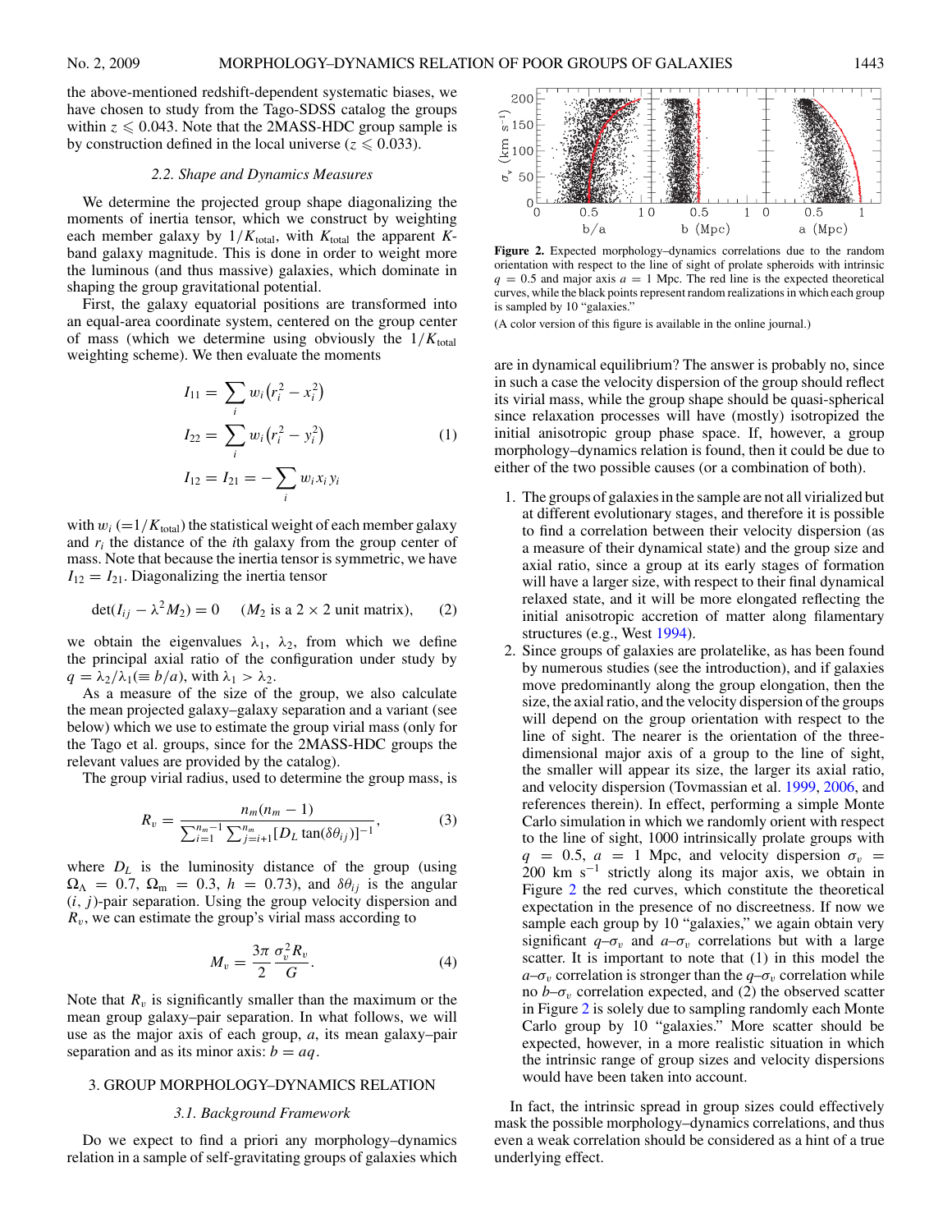the above-mentioned redshift-dependent systematic biases, we have chosen to study from the Tago-SDSS catalog the groups within $z \leqslant 0.043$. Note that the 2MASS-HDC group sample is by construction defined in the local universe ($z \leqslant 0.033$).

### 2.2. Shape and Dynamics Measures

We determine the projected group shape diagonalizing the moments of inertia tensor, which we construct by weighting each member galaxy by $1/K_{\rm total}$, with $K_{\rm total}$ the apparent $K$-band galaxy magnitude. This is done in order to weight more the luminous (and thus massive) galaxies, which dominate in shaping the group gravitational potential.

First, the galaxy equatorial positions are transformed into an equal-area coordinate system, centered on the group center of mass (which we determine using obviously the $1/K_{\rm total}$ weighting scheme). We then evaluate the moments

$$
\begin{aligned}
I_{11} &= \sum_i w_i \left(r_i^2 - x_i^2\right) \\
I_{22} &= \sum_i w_i \left(r_i^2 - y_i^2\right) \qquad (1) \\
I_{12} &= I_{21} = -\sum_i w_i x_i y_i
\end{aligned}
$$

with $w_i$ ($=1/K_{\rm total}$) the statistical weight of each member galaxy and $r_i$ the distance of the $i$th galaxy from the group center of mass. Note that because the inertia tensor is symmetric, we have $I_{12} = I_{21}$. Diagonalizing the inertia tensor

$$
\det(I_{ij} - \lambda^2 M_2) = 0 \quad (M_2 \text{ is a } 2 \times 2 \text{ unit matrix}), \qquad (2)
$$

we obtain the eigenvalues $\lambda_1$, $\lambda_2$, from which we define the principal axial ratio of the configuration under study by $q = \lambda_2/\lambda_1 (\equiv b/a)$, with $\lambda_1 > \lambda_2$.

As a measure of the size of the group, we also calculate the mean projected galaxy–galaxy separation and a variant (see below) which we use to estimate the group virial mass (only for the Tago et al. groups, since for the 2MASS-HDC groups the relevant values are provided by the catalog).

The group virial radius, used to determine the group mass, is

$$
R_v = \frac{n_m(n_m - 1)}{\sum_{i=1}^{n_m-1} \sum_{j=i+1}^{n_m} [D_L \tan(\delta\theta_{ij})]^{-1}}, \qquad (3)
$$

where $D_L$ is the luminosity distance of the group (using $\Omega_\Lambda = 0.7$, $\Omega_{\rm m} = 0.3$, $h = 0.73$), and $\delta\theta_{ij}$ is the angular $(i, j)$-pair separation. Using the group velocity dispersion and $R_v$, we can estimate the group's virial mass according to

$$
M_v = \frac{3\pi}{2} \frac{\sigma_v^2 R_v}{G}. \qquad (4)
$$

Note that $R_v$ is significantly smaller than the maximum or the mean group galaxy–pair separation. In what follows, we will use as the major axis of each group, $a$, its mean galaxy–pair separation and as its minor axis: $b = aq$.

## 3. GROUP MORPHOLOGY–DYNAMICS RELATION

### 3.1. Background Framework

Do we expect to find a priori any morphology–dynamics relation in a sample of self-gravitating groups of galaxies which are in dynamical equilibrium? The answer is probably no, since in such a case the velocity dispersion of the group should reflect its virial mass, while the group shape should be quasi-spherical since relaxation processes will have (mostly) isotropized the initial anisotropic group phase space. If, however, a group morphology–dynamics relation is found, then it could be due to either of the two possible causes (or a combination of both).

1. The groups of galaxies in the sample are not all virialized but at different evolutionary stages, and therefore it is possible to find a correlation between their velocity dispersion (as a measure of their dynamical state) and the group size and axial ratio, since a group at its early stages of formation will have a larger size, with respect to their final dynamical relaxed state, and it will be more elongated reflecting the initial anisotropic accretion of matter along filamentary structures (e.g., West 1994).
2. Since groups of galaxies are prolatelike, as has been found by numerous studies (see the introduction), and if galaxies move predominantly along the group elongation, then the size, the axial ratio, and the velocity dispersion of the groups will depend on the group orientation with respect to the line of sight. The nearer is the orientation of the three-dimensional major axis of a group to the line of sight, the smaller will appear its size, the larger its axial ratio, and velocity dispersion (Tovmassian et al. 1999, 2006, and references therein). In effect, performing a simple Monte Carlo simulation in which we randomly orient with respect to the line of sight, 1000 intrinsically prolate groups with $q = 0.5$, $a = 1$ Mpc, and velocity dispersion $\sigma_v = 200$ km s$^{-1}$ strictly along its major axis, we obtain in Figure 2 the red curves, which constitute the theoretical expectation in the presence of no discreetness. If now we sample each group by 10 "galaxies," we again obtain very significant $q$–$\sigma_v$ and $a$–$\sigma_v$ correlations but with a large scatter. It is important to note that (1) in this model the $a$–$\sigma_v$ correlation is stronger than the $q$–$\sigma_v$ correlation while no $b$–$\sigma_v$ correlation expected, and (2) the observed scatter in Figure 2 is solely due to sampling randomly each Monte Carlo group by 10 "galaxies." More scatter should be expected, however, in a more realistic situation in which the intrinsic range of group sizes and velocity dispersions would have been taken into account.

**Figure 2.** Expected morphology–dynamics correlations due to the random orientation with respect to the line of sight of prolate spheroids with intrinsic $q = 0.5$ and major axis $a = 1$ Mpc. The red line is the expected theoretical curves, while the black points represent random realizations in which each group is sampled by 10 "galaxies."

(A color version of this figure is available in the online journal.)

In fact, the intrinsic spread in group sizes could effectively mask the possible morphology–dynamics correlations, and thus even a weak correlation should be considered as a hint of a true underlying effect.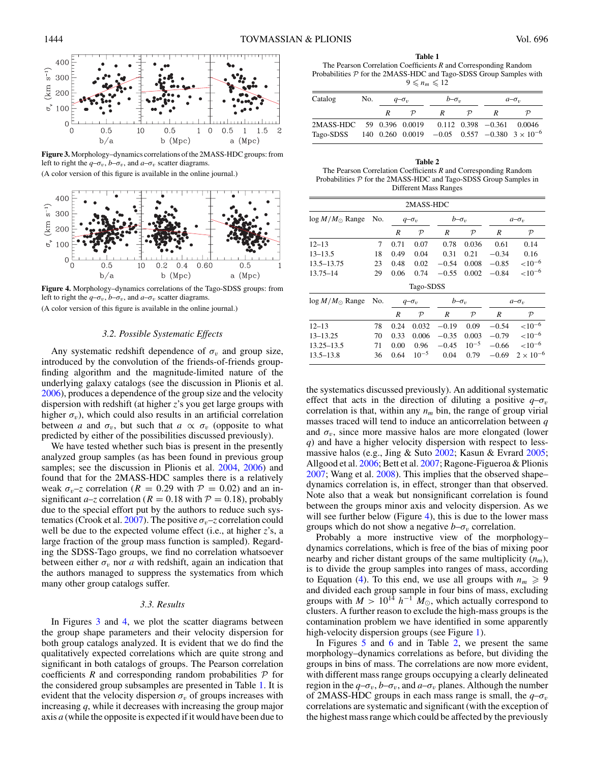**Figure 3.** Morphology–dynamics correlations of the 2MASS-HDC groups: from left to right the $q$–$\sigma_v$, $b$–$\sigma_v$, and $a$–$\sigma_v$ scatter diagrams.

(A color version of this figure is available in the online journal.)

**Figure 4.** Morphology–dynamics correlations of the Tago-SDSS groups: from left to right the $q$–$\sigma_v$, $b$–$\sigma_v$, and $a$–$\sigma_v$ scatter diagrams.

(A color version of this figure is available in the online journal.)

### 3.2. Possible Systematic Effects

Any systematic redshift dependence of $\sigma_v$ and group size, introduced by the convolution of the friends-of-friends group-finding algorithm and the magnitude-limited nature of the underlying galaxy catalogs (see the discussion in Plionis et al. 2006), produces a dependence of the group size and the velocity dispersion with redshift (at higher $z$'s you get large groups with higher $\sigma_v$), which could also results in an artificial correlation between $a$ and $\sigma_v$, but such that $a \propto \sigma_v$ (opposite to what predicted by either of the possibilities discussed previously).

We have tested whether such bias is present in the presently analyzed group samples (as has been found in previous group samples; see the discussion in Plionis et al. 2004, 2006) and found that for the 2MASS-HDC samples there is a relatively weak $\sigma_v$–$z$ correlation ($R = 0.29$ with $\mathcal{P} = 0.02$) and an insignificant $a$–$z$ correlation ($R = 0.18$ with $\mathcal{P} = 0.18$), probably due to the special effort put by the authors to reduce such systematics (Crook et al. 2007). The positive $\sigma_v$–$z$ correlation could well be due to the expected volume effect (i.e., at higher $z$'s, a large fraction of the group mass function is sampled). Regarding the SDSS-Tago groups, we find no correlation whatsoever between either $\sigma_v$ nor $a$ with redshift, again an indication that the authors managed to suppress the systematics from which many other group catalogs suffer.

### 3.3. Results

In Figures 3 and 4, we plot the scatter diagrams between the group shape parameters and their velocity dispersion for both group catalogs analyzed. It is evident that we do find the qualitatively expected correlations which are quite strong and significant in both catalogs of groups. The Pearson correlation coefficients $R$ and corresponding random probabilities $\mathcal{P}$ for the considered group subsamples are presented in Table 1. It is evident that the velocity dispersion $\sigma_v$ of groups increases with increasing $q$, while it decreases with increasing the group major axis $a$ (while the opposite is expected if it would have been due to the systematics discussed previously). An additional systematic effect that acts in the direction of diluting a positive $q$–$\sigma_v$ correlation is that, within any $n_m$ bin, the range of group virial masses traced will tend to induce an anticorrelation between $q$ and $\sigma_v$, since more massive halos are more elongated (lower $q$) and have a higher velocity dispersion with respect to less-massive halos (e.g., Jing & Suto 2002; Kasun & Evrard 2005; Allgood et al. 2006; Bett et al. 2007; Ragone-Figueroa & Plionis 2007; Wang et al. 2008). This implies that the observed shape–dynamics correlation is, in effect, stronger than that observed. Note also that a weak but nonsignificant correlation is found between the groups minor axis and velocity dispersion. As we will see further below (Figure 4), this is due to the lower mass groups which do not show a negative $b$–$\sigma_v$ correlation.

**Table 1**
The Pearson Correlation Coefficients $R$ and Corresponding Random Probabilities $\mathcal{P}$ for the 2MASS-HDC and Tago-SDSS Group Samples with $9 \leqslant n_m \leqslant 12$

| Catalog | No. | $q$–$\sigma_v$ | | $b$–$\sigma_v$ | | $a$–$\sigma_v$ | |
|---|---|---|---|---|---|---|---|
| | | $R$ | $\mathcal{P}$ | $R$ | $\mathcal{P}$ | $R$ | $\mathcal{P}$ |
| 2MASS-HDC | 59 | 0.396 | 0.0019 | 0.112 | 0.398 | −0.361 | 0.0046 |
| Tago-SDSS | 140 | 0.260 | 0.0019 | −0.05 | 0.557 | −0.380 | $3 \times 10^{-6}$ |

**Table 2**
The Pearson Correlation Coefficients $R$ and Corresponding Random Probabilities $\mathcal{P}$ for the 2MASS-HDC and Tago-SDSS Group Samples in Different Mass Ranges

| $\log M/M_\odot$ Range | No. | $q$–$\sigma_v$ | | $b$–$\sigma_v$ | | $a$–$\sigma_v$ | |
|---|---|---|---|---|---|---|---|
| **2MASS-HDC** | | | | | | | |
| | | $R$ | $\mathcal{P}$ | $R$ | $\mathcal{P}$ | $R$ | $\mathcal{P}$ |
| 12–13 | 7 | 0.71 | 0.07 | 0.78 | 0.036 | 0.61 | 0.14 |
| 13–13.5 | 18 | 0.49 | 0.04 | 0.31 | 0.21 | −0.34 | 0.16 |
| 13.5–13.75 | 23 | 0.48 | 0.02 | −0.54 | 0.008 | −0.85 | $<10^{-6}$ |
| 13.75–14 | 29 | 0.06 | 0.74 | −0.55 | 0.002 | −0.84 | $<10^{-6}$ |
| **Tago-SDSS** | | | | | | | |
| | | $R$ | $\mathcal{P}$ | $R$ | $\mathcal{P}$ | $R$ | $\mathcal{P}$ |
| 12–13 | 78 | 0.24 | 0.032 | −0.19 | 0.09 | −0.54 | $<10^{-6}$ |
| 13–13.25 | 70 | 0.33 | 0.006 | −0.35 | 0.003 | −0.79 | $<10^{-6}$ |
| 13.25–13.5 | 71 | 0.00 | 0.96 | −0.45 | $10^{-5}$ | −0.66 | $<10^{-6}$ |
| 13.5–13.8 | 36 | 0.64 | $10^{-5}$ | 0.04 | 0.79 | −0.69 | $2 \times 10^{-6}$ |

Probably a more instructive view of the morphology–dynamics correlations, which is free of the bias of mixing poor nearby and richer distant groups of the same multiplicity ($n_m$), is to divide the group samples into ranges of mass, according to Equation (4). To this end, we use all groups with $n_m \geqslant 9$ and divided each group sample in four bins of mass, excluding groups with $M > 10^{14}\, h^{-1}\, M_\odot$, which actually correspond to clusters. A further reason to exclude the high-mass groups is the contamination problem we have identified in some apparently high-velocity dispersion groups (see Figure 1).

In Figures 5 and 6 and in Table 2, we present the same morphology–dynamics correlations as before, but dividing the groups in bins of mass. The correlations are now more evident, with different mass range groups occupying a clearly delineated region in the $q$–$\sigma_v$, $b$–$\sigma_v$, and $a$–$\sigma_v$ planes. Although the number of 2MASS-HDC groups in each mass range is small, the $q$–$\sigma_v$ correlations are systematic and significant (with the exception of the highest mass range which could be affected by the previously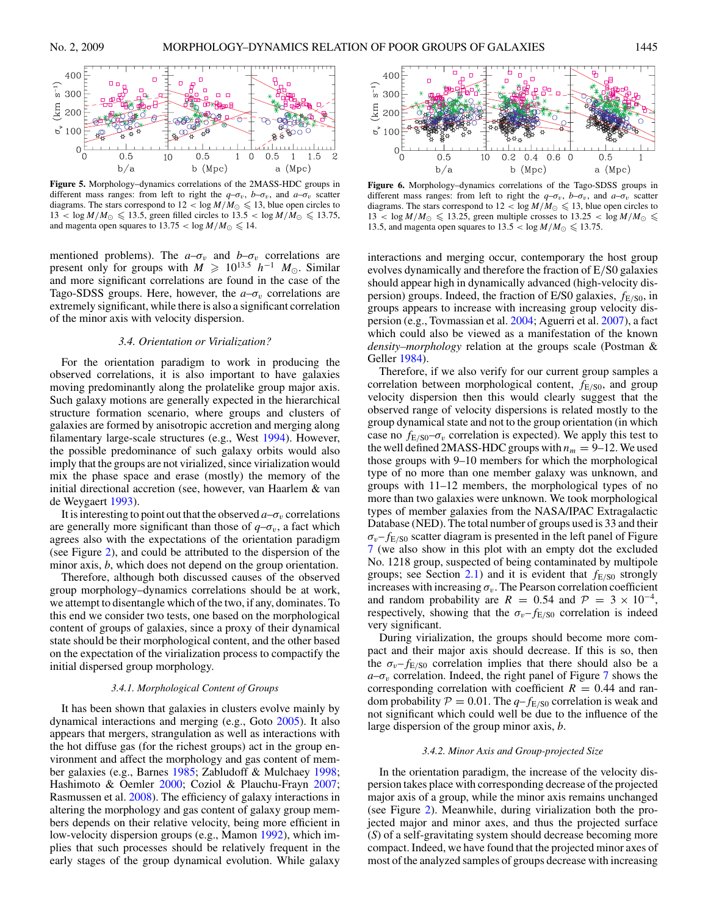**Figure 5.** Morphology–dynamics correlations of the 2MASS-HDC groups in different mass ranges: from left to right the $q$–$\sigma_v$, $b$–$\sigma_v$, and $a$–$\sigma_v$ scatter diagrams. The stars correspond to $12 < \log M/M_\odot \leqslant 13$, blue open circles to $13 < \log M/M_\odot \leqslant 13.5$, green filled circles to $13.5 < \log M/M_\odot \leqslant 13.75$, and magenta open squares to $13.75 < \log M/M_\odot \leqslant 14$.

**Figure 6.** Morphology–dynamics correlations of the Tago-SDSS groups in different mass ranges: from left to right the $q$–$\sigma_v$, $b$–$\sigma_v$, and $a$–$\sigma_v$ scatter diagrams. The stars correspond to $12 < \log M/M_\odot \leqslant 13$, blue open circles to $13 < \log M/M_\odot \leqslant 13.25$, green multiple crosses to $13.25 < \log M/M_\odot \leqslant 13.5$, and magenta open squares to $13.5 < \log M/M_\odot \leqslant 13.75$.

mentioned problems). The $a$–$\sigma_v$ and $b$–$\sigma_v$ correlations are present only for groups with $M \geqslant 10^{13.5}\ h^{-1}\ M_\odot$. Similar and more significant correlations are found in the case of the Tago-SDSS groups. Here, however, the $a$–$\sigma_v$ correlations are extremely significant, while there is also a significant correlation of the minor axis with velocity dispersion.

### 3.4. Orientation or Virialization?

For the orientation paradigm to work in producing the observed correlations, it is also important to have galaxies moving predominantly along the prolatelike group major axis. Such galaxy motions are generally expected in the hierarchical structure formation scenario, where groups and clusters of galaxies are formed by anisotropic accretion and merging along filamentary large-scale structures (e.g., West 1994). However, the possible predominance of such galaxy orbits would also imply that the groups are not virialized, since virialization would mix the phase space and erase (mostly) the memory of the initial directional accretion (see, however, van Haarlem & van de Weygaert 1993).

It is interesting to point out that the observed $a$–$\sigma_v$ correlations are generally more significant than those of $q$–$\sigma_v$, a fact which agrees also with the expectations of the orientation paradigm (see Figure 2), and could be attributed to the dispersion of the minor axis, $b$, which does not depend on the group orientation.

Therefore, although both discussed causes of the observed group morphology–dynamics correlations should be at work, we attempt to disentangle which of the two, if any, dominates. To this end we consider two tests, one based on the morphological content of groups of galaxies, since a proxy of their dynamical state should be their morphological content, and the other based on the expectation of the virialization process to compactify the initial dispersed group morphology.

#### 3.4.1. Morphological Content of Groups

It has been shown that galaxies in clusters evolve mainly by dynamical interactions and merging (e.g., Goto 2005). It also appears that mergers, strangulation as well as interactions with the hot diffuse gas (for the richest groups) act in the group environment and affect the morphology and gas content of member galaxies (e.g., Barnes 1985; Zabludoff & Mulchaey 1998; Hashimoto & Oemler 2000; Coziol & Plauchu-Frayn 2007; Rasmussen et al. 2008). The efficiency of galaxy interactions in altering the morphology and gas content of galaxy group members depends on their relative velocity, being more efficient in low-velocity dispersion groups (e.g., Mamon 1992), which implies that such processes should be relatively frequent in the early stages of the group dynamical evolution. While galaxy interactions and merging occur, contemporary the host group evolves dynamically and therefore the fraction of E/S0 galaxies should appear high in dynamically advanced (high-velocity dispersion) groups. Indeed, the fraction of E/S0 galaxies, $f_{E/S0}$, in groups appears to increase with increasing group velocity dispersion (e.g., Tovmassian et al. 2004; Aguerri et al. 2007), a fact which could also be viewed as a manifestation of the known *density–morphology* relation at the groups scale (Postman & Geller 1984).

Therefore, if we also verify for our current group samples a correlation between morphological content, $f_{E/S0}$, and group velocity dispersion then this would clearly suggest that the observed range of velocity dispersions is related mostly to the group dynamical state and not to the group orientation (in which case no $f_{E/S0}$–$\sigma_v$ correlation is expected). We apply this test to the well defined 2MASS-HDC groups with $n_m = 9$–12. We used those groups with 9–10 members for which the morphological type of no more than one member galaxy was unknown, and groups with 11–12 members, the morphological types of no more than two galaxies were unknown. We took morphological types of member galaxies from the NASA/IPAC Extragalactic Database (NED). The total number of groups used is 33 and their $\sigma_v$–$f_{E/S0}$ scatter diagram is presented in the left panel of Figure 7 (we also show in this plot with an empty dot the excluded No. 1218 group, suspected of being contaminated by multipole groups; see Section 2.1) and it is evident that $f_{E/S0}$ strongly increases with increasing $\sigma_v$. The Pearson correlation coefficient and random probability are $R = 0.54$ and $\mathcal{P} = 3 \times 10^{-4}$, respectively, showing that the $\sigma_v$–$f_{E/S0}$ correlation is indeed very significant.

During virialization, the groups should become more compact and their major axis should decrease. If this is so, then the $\sigma_v$–$f_{E/S0}$ correlation implies that there should also be a $a$–$\sigma_v$ correlation. Indeed, the right panel of Figure 7 shows the corresponding correlation with coefficient $R = 0.44$ and random probability $\mathcal{P} = 0.01$. The $q$–$f_{E/S0}$ correlation is weak and not significant which could well be due to the influence of the large dispersion of the group minor axis, $b$.

#### 3.4.2. Minor Axis and Group-projected Size

In the orientation paradigm, the increase of the velocity dispersion takes place with corresponding decrease of the projected major axis of a group, while the minor axis remains unchanged (see Figure 2). Meanwhile, during virialization both the projected major and minor axes, and thus the projected surface ($S$) of a self-gravitating system should decrease becoming more compact. Indeed, we have found that the projected minor axes of most of the analyzed samples of groups decrease with increasing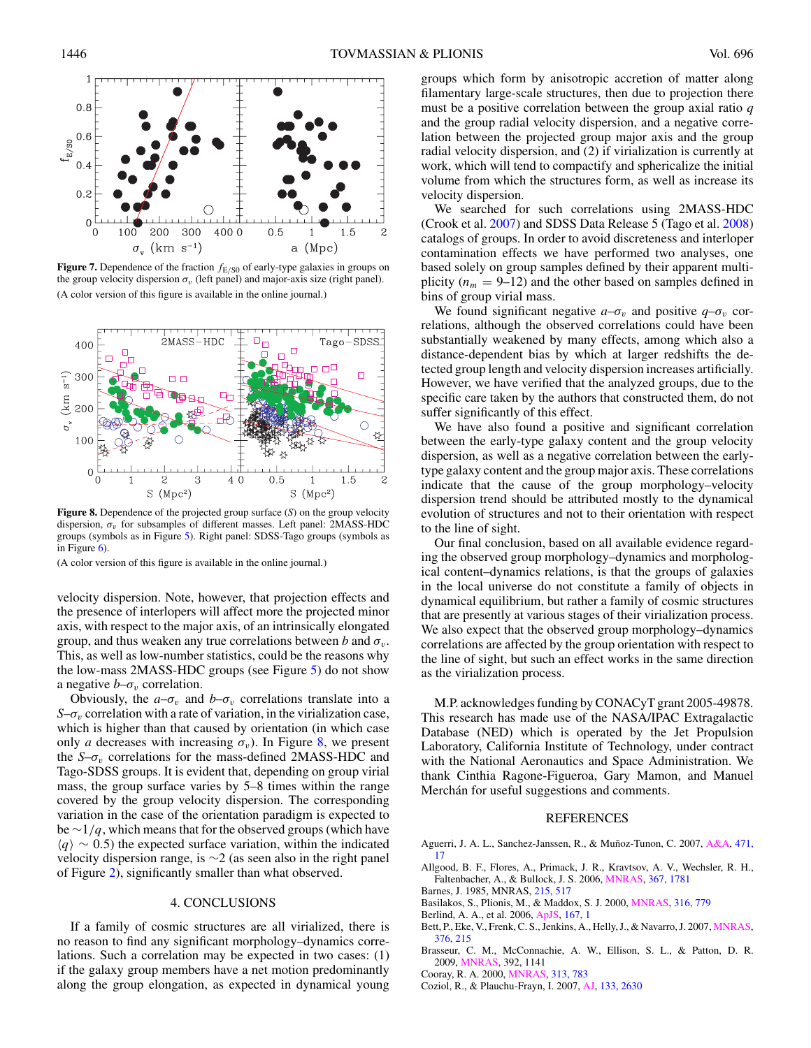**Figure 7.** Dependence of the fraction $f_{E/S0}$ of early-type galaxies in groups on the group velocity dispersion $\sigma_v$ (left panel) and major-axis size (right panel).

(A color version of this figure is available in the online journal.)

**Figure 8.** Dependence of the projected group surface ($S$) on the group velocity dispersion, $\sigma_v$ for subsamples of different masses. Left panel: 2MASS-HDC groups (symbols as in Figure 5). Right panel: SDSS-Tago groups (symbols as in Figure 6).

(A color version of this figure is available in the online journal.)

velocity dispersion. Note, however, that projection effects and the presence of interlopers will affect more the projected minor axis, with respect to the major axis, of an intrinsically elongated group, and thus weaken any true correlations between $b$ and $\sigma_v$. This, as well as low-number statistics, could be the reasons why the low-mass 2MASS-HDC groups (see Figure 5) do not show a negative $b$–$\sigma_v$ correlation.

Obviously, the $a$–$\sigma_v$ and $b$–$\sigma_v$ correlations translate into a $S$–$\sigma_v$ correlation with a rate of variation, in the virialization case, which is higher than that caused by orientation (in which case only $a$ decreases with increasing $\sigma_v$). In Figure 8, we present the $S$–$\sigma_v$ correlations for the mass-defined 2MASS-HDC and Tago-SDSS groups. It is evident that, depending on group virial mass, the group surface varies by 5–8 times within the range covered by the group velocity dispersion. The corresponding variation in the case of the orientation paradigm is expected to be $\sim 1/q$, which means that for the observed groups (which have $\langle q \rangle \sim 0.5$) the expected surface variation, within the indicated velocity dispersion range, is $\sim 2$ (as seen also in the right panel of Figure 2), significantly smaller than what observed.

## 4. CONCLUSIONS

If a family of cosmic structures are all virialized, there is no reason to find any significant morphology–dynamics correlations. Such a correlation may be expected in two cases: (1) if the galaxy group members have a net motion predominantly along the group elongation, as expected in dynamical young groups which form by anisotropic accretion of matter along filamentary large-scale structures, then due to projection there must be a positive correlation between the group axial ratio $q$ and the group radial velocity dispersion, and a negative correlation between the projected group major axis and the group radial velocity dispersion, and (2) if virialization is currently at work, which will tend to compactify and sphericalize the initial volume from which the structures form, as well as increase its velocity dispersion.

We searched for such correlations using 2MASS-HDC (Crook et al. 2007) and SDSS Data Release 5 (Tago et al. 2008) catalogs of groups. In order to avoid discreteness and interloper contamination effects we have performed two analyses, one based solely on group samples defined by their apparent multiplicity ($n_m = 9$–12) and the other based on samples defined in bins of group virial mass.

We found significant negative $a$–$\sigma_v$ and positive $q$–$\sigma_v$ correlations, although the observed correlations could have been substantially weakened by many effects, among which also a distance-dependent bias by which at larger redshifts the detected group length and velocity dispersion increases artificially. However, we have verified that the analyzed groups, due to the specific care taken by the authors that constructed them, do not suffer significantly of this effect.

We have also found a positive and significant correlation between the early-type galaxy content and the group velocity dispersion, as well as a negative correlation between the early-type galaxy content and the group major axis. These correlations indicate that the cause of the group morphology–velocity dispersion trend should be attributed mostly to the dynamical evolution of structures and not to their orientation with respect to the line of sight.

Our final conclusion, based on all available evidence regarding the observed group morphology–dynamics and morphological content–dynamics relations, is that the groups of galaxies in the local universe do not constitute a family of objects in dynamical equilibrium, but rather a family of cosmic structures that are presently at various stages of their virialization process. We also expect that the observed group morphology–dynamics correlations are affected by the group orientation with respect to the line of sight, but such an effect works in the same direction as the virialization process.

M.P. acknowledges funding by CONACyT grant 2005-49878. This research has made use of the NASA/IPAC Extragalactic Database (NED) which is operated by the Jet Propulsion Laboratory, California Institute of Technology, under contract with the National Aeronautics and Space Administration. We thank Cinthia Ragone-Figueroa, Gary Mamon, and Manuel Merchán for useful suggestions and comments.

## REFERENCES

Aguerri, J. A. L., Sanchez-Janssen, R., & Muñoz-Tunon, C. 2007, A&A, 471, 17

Allgood, B. F., Flores, A., Primack, J. R., Kravtsov, A. V., Wechsler, R. H., Faltenbacher, A., & Bullock, J. S. 2006, MNRAS, 367, 1781

Barnes, J. 1985, MNRAS, 215, 517

Basilakos, S., Plionis, M., & Maddox, S. J. 2000, MNRAS, 316, 779

Berlind, A. A., et al. 2006, ApJS, 167, 1

Bett, P., Eke, V., Frenk, C. S., Jenkins, A., Helly, J., & Navarro, J. 2007, MNRAS, 376, 215

Brasseur, C. M., McConnachie, A. W., Ellison, S. L., & Patton, D. R. 2009, MNRAS, 392, 1141

Cooray, R. A. 2000, MNRAS, 313, 783

Coziol, R., & Plauchu-Frayn, I. 2007, AJ, 133, 2630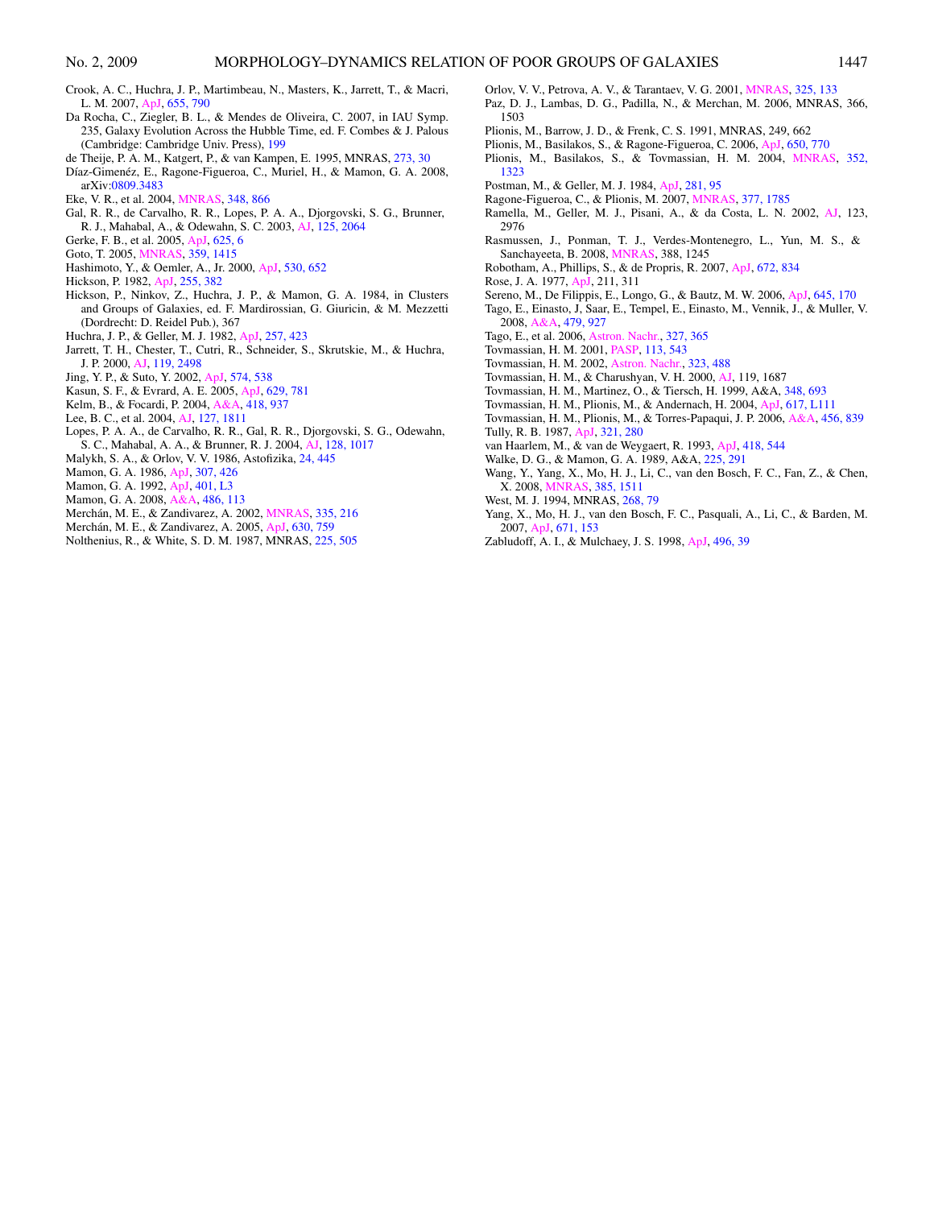Crook, A. C., Huchra, J. P., Martimbeau, N., Masters, K., Jarrett, T., & Macri, L. M. 2007, ApJ, 655, 790

Da Rocha, C., Ziegler, B. L., & Mendes de Oliveira, C. 2007, in IAU Symp. 235, Galaxy Evolution Across the Hubble Time, ed. F. Combes & J. Palous (Cambridge: Cambridge Univ. Press), 199

de Theije, P. A. M., Katgert, P., & van Kampen, E. 1995, MNRAS, 273, 30

Díaz-Gimenéz, E., Ragone-Figueroa, C., Muriel, H., & Mamon, G. A. 2008, arXiv:0809.3483

Eke, V. R., et al. 2004, MNRAS, 348, 866

Gal, R. R., de Carvalho, R. R., Lopes, P. A. A., Djorgovski, S. G., Brunner, R. J., Mahabal, A., & Odewahn, S. C. 2003, AJ, 125, 2064

Gerke, F. B., et al. 2005, ApJ, 625, 6

Goto, T. 2005, MNRAS, 359, 1415

Hashimoto, Y., & Oemler, A., Jr. 2000, ApJ, 530, 652

Hickson, P. 1982, ApJ, 255, 382

Hickson, P., Ninkov, Z., Huchra, J. P., & Mamon, G. A. 1984, in Clusters and Groups of Galaxies, ed. F. Mardirossian, G. Giuricin, & M. Mezzetti (Dordrecht: D. Reidel Pub.), 367

Huchra, J. P., & Geller, M. J. 1982, ApJ, 257, 423

Jarrett, T. H., Chester, T., Cutri, R., Schneider, S., Skrutskie, M., & Huchra, J. P. 2000, AJ, 119, 2498

Jing, Y. P., & Suto, Y. 2002, ApJ, 574, 538

Kasun, S. F., & Evrard, A. E. 2005, ApJ, 629, 781

Kelm, B., & Focardi, P. 2004, A&A, 418, 937

Lee, B. C., et al. 2004, AJ, 127, 1811

Lopes, P. A. A., de Carvalho, R. R., Gal, R. R., Djorgovski, S. G., Odewahn, S. C., Mahabal, A. A., & Brunner, R. J. 2004, AJ, 128, 1017

Malykh, S. A., & Orlov, V. V. 1986, Astofizika, 24, 445

Mamon, G. A. 1986, ApJ, 307, 426

Mamon, G. A. 1992, ApJ, 401, L3

Mamon, G. A. 2008, A&A, 486, 113

Merchán, M. E., & Zandivarez, A. 2002, MNRAS, 335, 216

Merchán, M. E., & Zandivarez, A. 2005, ApJ, 630, 759

Nolthenius, R., & White, S. D. M. 1987, MNRAS, 225, 505

Orlov, V. V., Petrova, A. V., & Tarantaev, V. G. 2001, MNRAS, 325, 133

Paz, D. J., Lambas, D. G., Padilla, N., & Merchan, M. 2006, MNRAS, 366, 1503

Plionis, M., Barrow, J. D., & Frenk, C. S. 1991, MNRAS, 249, 662

Plionis, M., Basilakos, S., & Ragone-Figueroa, C. 2006, ApJ, 650, 770

Plionis, M., Basilakos, S., & Tovmassian, H. M. 2004, MNRAS, 352, 1323

Postman, M., & Geller, M. J. 1984, ApJ, 281, 95

Ragone-Figueroa, C., & Plionis, M. 2007, MNRAS, 377, 1785

Ramella, M., Geller, M. J., Pisani, A., & da Costa, L. N. 2002, AJ, 123, 2976

Rasmussen, J., Ponman, T. J., Verdes-Montenegro, L., Yun, M. S., & Sanchayeeta, B. 2008, MNRAS, 388, 1245

Robotham, A., Phillips, S., & de Propris, R. 2007, ApJ, 672, 834

Rose, J. A. 1977, ApJ, 211, 311

Sereno, M., De Filippis, E., Longo, G., & Bautz, M. W. 2006, ApJ, 645, 170

Tago, E., Einasto, J, Saar, E., Tempel, E., Einasto, M., Vennik, J., & Muller, V. 2008, A&A, 479, 927

Tago, E., et al. 2006, Astron. Nachr., 327, 365

Tovmassian, H. M. 2001, PASP, 113, 543

Tovmassian, H. M. 2002, Astron. Nachr., 323, 488

Tovmassian, H. M., & Charushyan, V. H. 2000, AJ, 119, 1687

Tovmassian, H. M., Martinez, O., & Tiersch, H. 1999, A&A, 348, 693

Tovmassian, H. M., Plionis, M., & Andernach, H. 2004, ApJ, 617, L111

Tovmassian, H. M., Plionis, M., & Torres-Papaqui, J. P. 2006, A&A, 456, 839

Tully, R. B. 1987, ApJ, 321, 280

van Haarlem, M., & van de Weygaert, R. 1993, ApJ, 418, 544

Walke, D. G., & Mamon, G. A. 1989, A&A, 225, 291

Wang, Y., Yang, X., Mo, H. J., Li, C., van den Bosch, F. C., Fan, Z., & Chen, X. 2008, MNRAS, 385, 1511

West, M. J. 1994, MNRAS, 268, 79

Yang, X., Mo, H. J., van den Bosch, F. C., Pasquali, A., Li, C., & Barden, M. 2007, ApJ, 671, 153

Zabludoff, A. I., & Mulchaey, J. S. 1998, ApJ, 496, 39